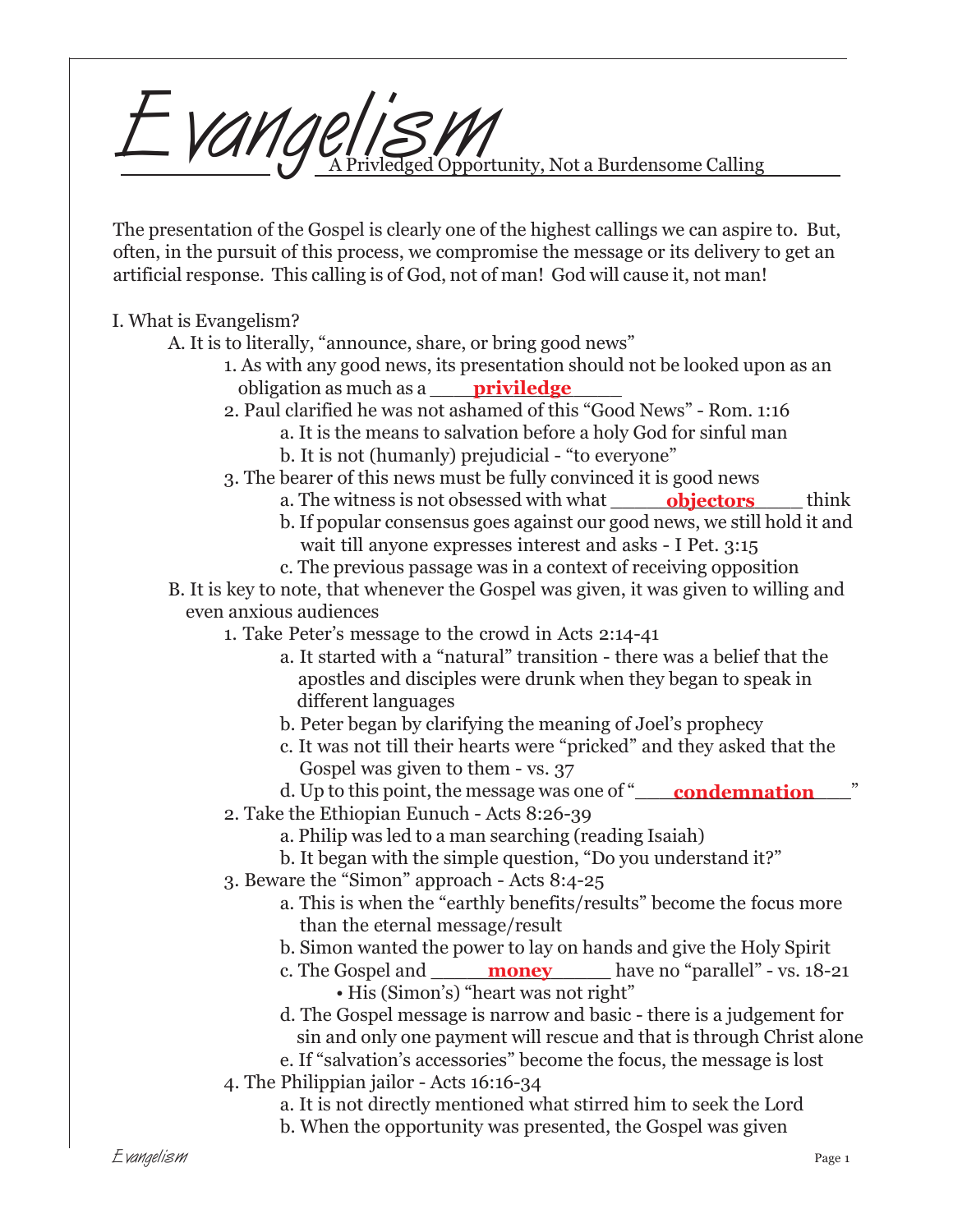# Evangelism

## A Privledged Opportunity, Not a Burdensome Calling

The presentation of the Gospel is clearly one of the highest callings we can aspire to. But, often, in the pursuit of this process, we compromise the message or its delivery to get an artificial response. This calling is of God, not of man! God will cause it, not man!

I. What is Evangelism?

- A. It is to literally, "announce, share, or bring good news"
  1. As with any good news, its presentation should not be looked upon as an obligation as much as a ____**priviledge**_____
  2. Paul clarified he was not ashamed of this "Good News" - Rom. 1:16
     - a. It is the means to salvation before a holy God for sinful man
     - b. It is not (humanly) prejudicial - "to everyone"
  3. The bearer of this news must be fully convinced it is good news
     - a. The witness is not obsessed with what ______**objectors**_____ think
     - b. If popular consensus goes against our good news, we still hold it and wait till anyone expresses interest and asks - I Pet. 3:15
     - c. The previous passage was in a context of receiving opposition
- B. It is key to note, that whenever the Gospel was given, it was given to willing and even anxious audiences
  1. Take Peter's message to the crowd in Acts 2:14-41
     - a. It started with a "natural" transition - there was a belief that the apostles and disciples were drunk when they began to speak in different languages
     - b. Peter began by clarifying the meaning of Joel's prophecy
     - c. It was not till their hearts were "pricked" and they asked that the Gospel was given to them - vs. 37
     - d. Up to this point, the message was one of "____**condemnation**____"
  2. Take the Ethiopian Eunuch - Acts 8:26-39
     - a. Philip was led to a man searching (reading Isaiah)
     - b. It began with the simple question, "Do you understand it?"
  3. Beware the "Simon" approach - Acts 8:4-25
     - a. This is when the "earthly benefits/results" become the focus more than the eternal message/result
     - b. Simon wanted the power to lay on hands and give the Holy Spirit
     - c. The Gospel and ______**money**______ have no "parallel" - vs. 18-21
       - His (Simon's) "heart was not right"
     - d. The Gospel message is narrow and basic - there is a judgement for sin and only one payment will rescue and that is through Christ alone
     - e. If "salvation's accessories" become the focus, the message is lost
  4. The Philippian jailor - Acts 16:16-34
     - a. It is not directly mentioned what stirred him to seek the Lord
     - b. When the opportunity was presented, the Gospel was given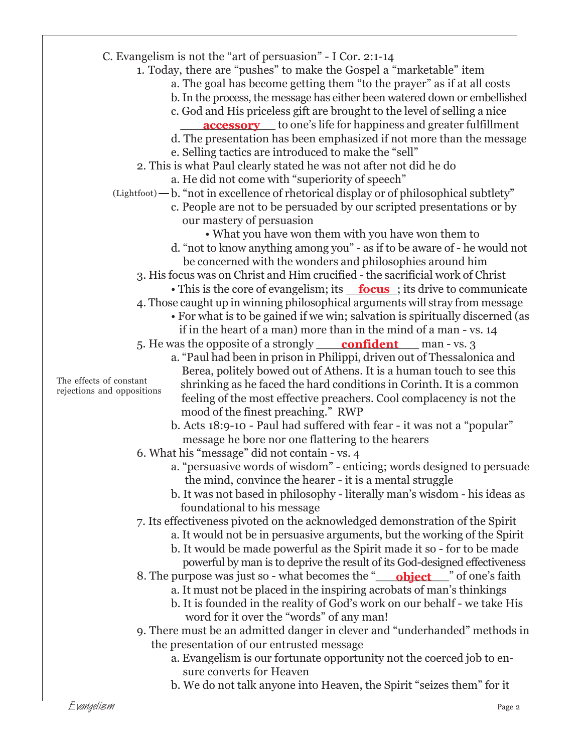C. Evangelism is not the "art of persuasion" - I Cor. 2:1-14

1. Today, there are "pushes" to make the Gospel a "marketable" item
    - a. The goal has become getting them "to the prayer" as if at all costs
    - b. In the process, the message has either been watered down or embellished
    - c. God and His priceless gift are brought to the level of selling a nice ___**accessory**___ to one's life for happiness and greater fulfillment
    - d. The presentation has been emphasized if not more than the message
    - e. Selling tactics are introduced to make the "sell"
2. This is what Paul clearly stated he was not after not did he do
    - a. He did not come with "superiority of speech"
    - (Lightfoot) — b. "not in excellence of rhetorical display or of philosophical subtlety"
    - c. People are not to be persuaded by our scripted presentations or by our mastery of persuasion
        - • What you have won them with you have won them to
    - d. "not to know anything among you" - as if to be aware of - he would not be concerned with the wonders and philosophies around him
3. His focus was on Christ and Him crucified - the sacrificial work of Christ
    - • This is the core of evangelism; its ___**focus**___; its drive to communicate
4. Those caught up in winning philosophical arguments will stray from message
    - • For what is to be gained if we win; salvation is spiritually discerned (as if in the heart of a man) more than in the mind of a man - vs. 14
5. He was the opposite of a strongly ___**confident**___ man - vs. 3
    - a. "Paul had been in prison in Philippi, driven out of Thessalonica and Berea, politely bowed out of Athens. It is a human touch to see this shrinking as he faced the hard conditions in Corinth. It is a common feeling of the most effective preachers. Cool complacency is not the mood of the finest preaching." RWP

      (The effects of constant rejections and oppositions)
    - b. Acts 18:9-10 - Paul had suffered with fear - it was not a "popular" message he bore nor one flattering to the hearers
6. What his "message" did not contain - vs. 4
    - a. "persuasive words of wisdom" - enticing; words designed to persuade the mind, convince the hearer - it is a mental struggle
    - b. It was not based in philosophy - literally man's wisdom - his ideas as foundational to his message
7. Its effectiveness pivoted on the acknowledged demonstration of the Spirit
    - a. It would not be in persuasive arguments, but the working of the Spirit
    - b. It would be made powerful as the Spirit made it so - for to be made powerful by man is to deprive the result of its God-designed effectiveness
8. The purpose was just so - what becomes the "___**object**___" of one's faith
    - a. It must not be placed in the inspiring acrobats of man's thinkings
    - b. It is founded in the reality of God's work on our behalf - we take His word for it over the "words" of any man!
9. There must be an admitted danger in clever and "underhanded" methods in the presentation of our entrusted message
    - a. Evangelism is our fortunate opportunity not the coerced job to ensure converts for Heaven
    - b. We do not talk anyone into Heaven, the Spirit "seizes them" for it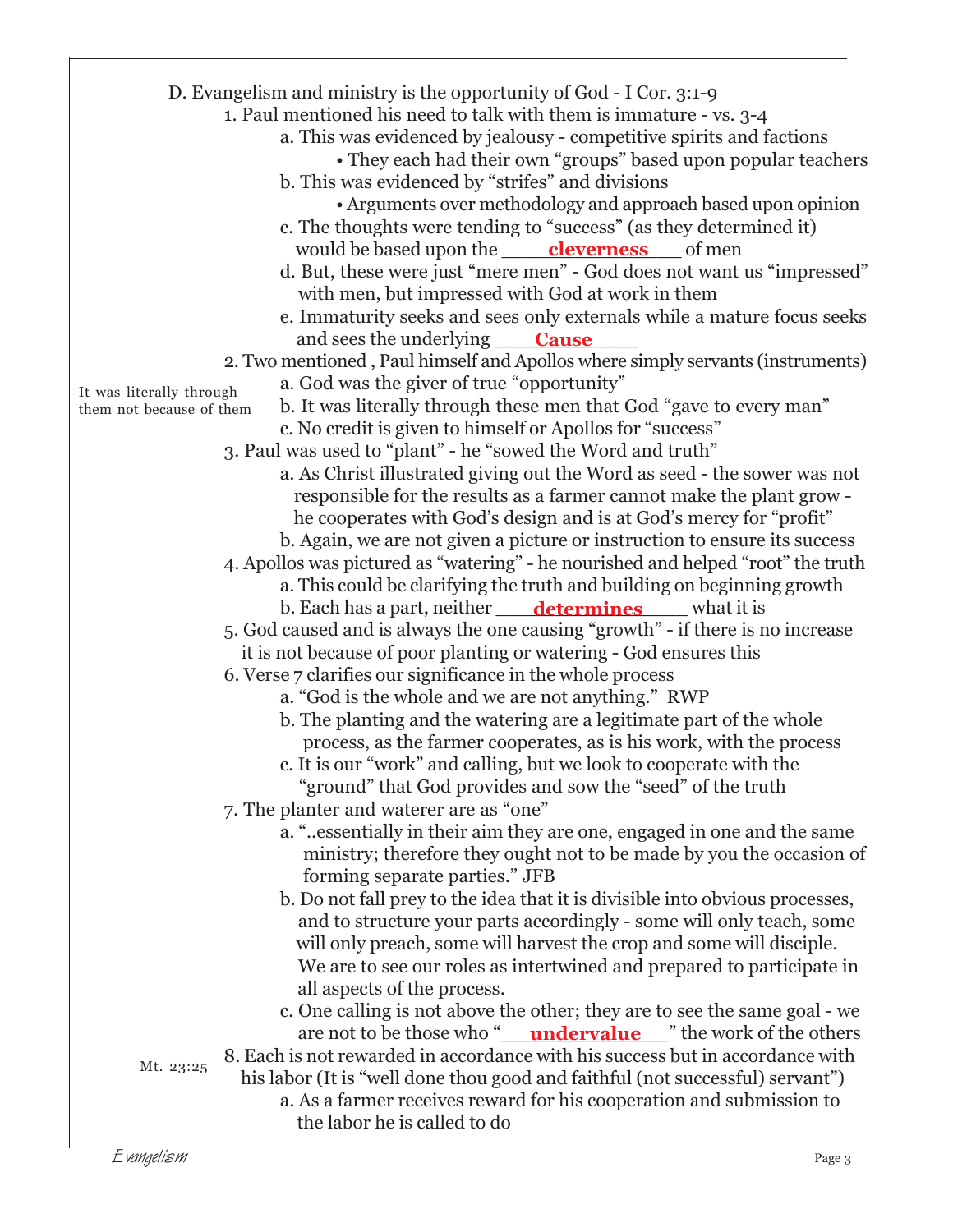D. Evangelism and ministry is the opportunity of God - I Cor. 3:1-9

1. Paul mentioned his need to talk with them is immature - vs. 3-4
    - a. This was evidenced by jealousy - competitive spirits and factions
        - They each had their own "groups" based upon popular teachers
    - b. This was evidenced by "strifes" and divisions
        - Arguments over methodology and approach based upon opinion
    - c. The thoughts were tending to "success" (as they determined it) would be based upon the ____**cleverness**____ of men
    - d. But, these were just "mere men" - God does not want us "impressed" with men, but impressed with God at work in them
    - e. Immaturity seeks and sees only externals while a mature focus seeks and sees the underlying ____**Cause**____
2. Two mentioned , Paul himself and Apollos where simply servants (instruments)
    - a. God was the giver of true "opportunity"
    - b. It was literally through these men that God "gave to every man"
    - c. No credit is given to himself or Apollos for "success"

    *It was literally through them not because of them*
3. Paul was used to "plant" - he "sowed the Word and truth"
    - a. As Christ illustrated giving out the Word as seed - the sower was not responsible for the results as a farmer cannot make the plant grow - he cooperates with God's design and is at God's mercy for "profit"
    - b. Again, we are not given a picture or instruction to ensure its success
4. Apollos was pictured as "watering" - he nourished and helped "root" the truth
    - a. This could be clarifying the truth and building on beginning growth
    - b. Each has a part, neither ____**determines**____ what it is
5. God caused and is always the one causing "growth" - if there is no increase it is not because of poor planting or watering - God ensures this
6. Verse 7 clarifies our significance in the whole process
    - a. "God is the whole and we are not anything." RWP
    - b. The planting and the watering are a legitimate part of the whole process, as the farmer cooperates, as is his work, with the process
    - c. It is our "work" and calling, but we look to cooperate with the "ground" that God provides and sow the "seed" of the truth
7. The planter and waterer are as "one"
    - a. "..essentially in their aim they are one, engaged in one and the same ministry; therefore they ought not to be made by you the occasion of forming separate parties." JFB
    - b. Do not fall prey to the idea that it is divisible into obvious processes, and to structure your parts accordingly - some will only teach, some will only preach, some will harvest the crop and some will disciple. We are to see our roles as intertwined and prepared to participate in all aspects of the process.
    - c. One calling is not above the other; they are to see the same goal - we are not to be those who "____**undervalue**____" the work of the others
8. Each is not rewarded in accordance with his success but in accordance with his labor (It is "well done thou good and faithful (not successful) servant") *Mt. 23:25*
    - a. As a farmer receives reward for his cooperation and submission to the labor he is called to do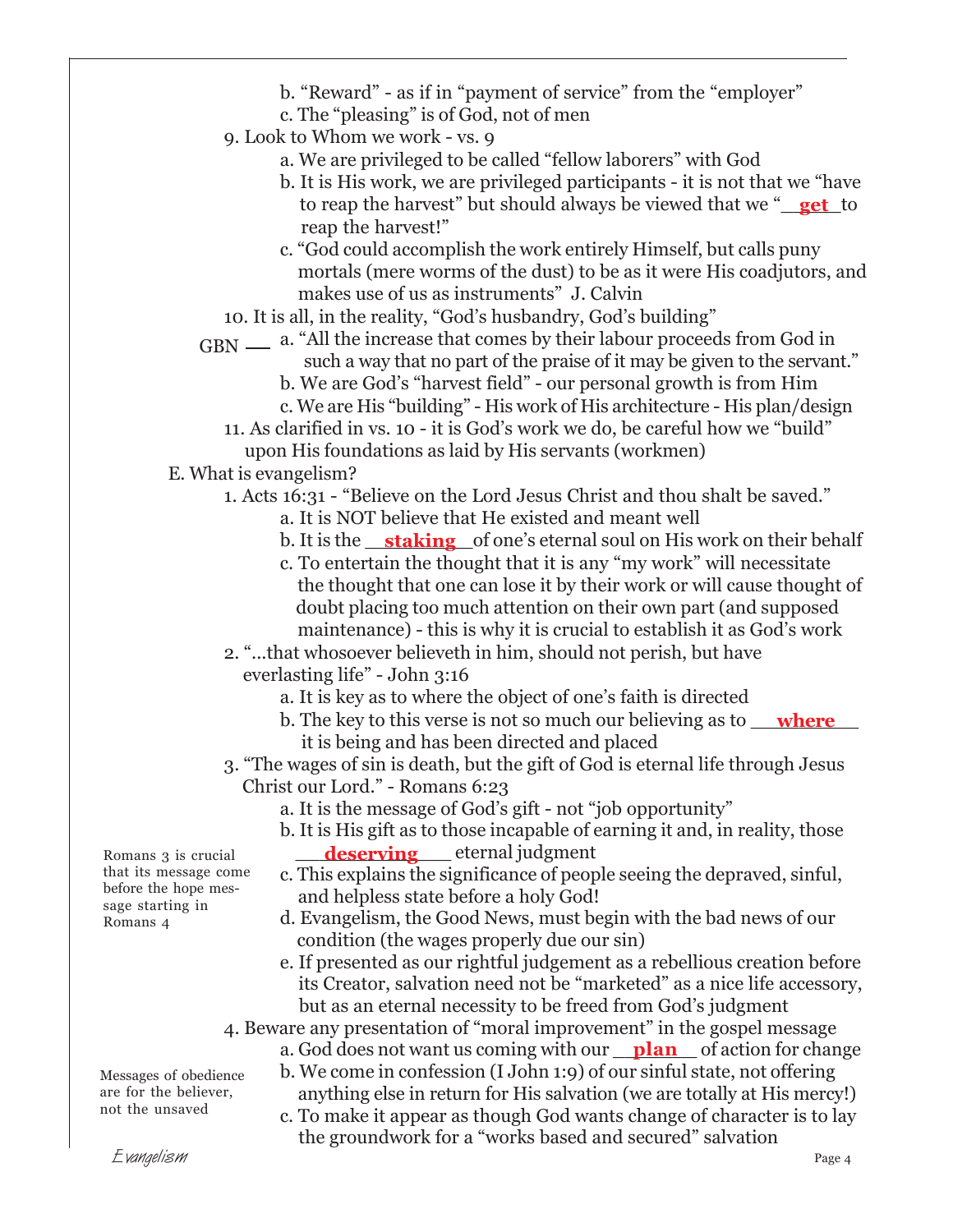- b. "Reward" - as if in "payment of service" from the "employer"
- c. The "pleasing" is of God, not of men

9. Look to Whom we work - vs. 9
   - a. We are privileged to be called "fellow laborers" with God
   - b. It is His work, we are privileged participants - it is not that we "have to reap the harvest" but should always be viewed that we "**get** to reap the harvest!"
   - c. "God could accomplish the work entirely Himself, but calls puny mortals (mere worms of the dust) to be as it were His coadjutors, and makes use of us as instruments" J. Calvin

10. It is all, in the reality, "God's husbandry, God's building"
   - a. "All the increase that comes by their labour proceeds from God in such a way that no part of the praise of it may be given to the servant." (GBN)
   - b. We are God's "harvest field" - our personal growth is from Him
   - c. We are His "building" - His work of His architecture - His plan/design

11. As clarified in vs. 10 - it is God's work we do, be careful how we "build" upon His foundations as laid by His servants (workmen)

E. What is evangelism?

1. Acts 16:31 - "Believe on the Lord Jesus Christ and thou shalt be saved."
   - a. It is NOT believe that He existed and meant well
   - b. It is the **staking** of one's eternal soul on His work on their behalf
   - c. To entertain the thought that it is any "my work" will necessitate the thought that one can lose it by their work or will cause thought of doubt placing too much attention on their own part (and supposed maintenance) - this is why it is crucial to establish it as God's work

2. "...that whosoever believeth in him, should not perish, but have everlasting life" - John 3:16
   - a. It is key as to where the object of one's faith is directed
   - b. The key to this verse is not so much our believing as to **where** it is being and has been directed and placed

3. "The wages of sin is death, but the gift of God is eternal life through Jesus Christ our Lord." - Romans 6:23
   - a. It is the message of God's gift - not "job opportunity"
   - b. It is His gift as to those incapable of earning it and, in reality, those **deserving** eternal judgment
   - c. This explains the significance of people seeing the depraved, sinful, and helpless state before a holy God!
   - d. Evangelism, the Good News, must begin with the bad news of our condition (the wages properly due our sin)
   - e. If presented as our rightful judgement as a rebellious creation before its Creator, salvation need not be "marketed" as a nice life accessory, but as an eternal necessity to be freed from God's judgment

*Romans 3 is crucial that its message come before the hope message starting in Romans 4*

4. Beware any presentation of "moral improvement" in the gospel message
   - a. God does not want us coming with our **plan** of action for change
   - b. We come in confession (I John 1:9) of our sinful state, not offering anything else in return for His salvation (we are totally at His mercy!)
   - c. To make it appear as though God wants change of character is to lay the groundwork for a "works based and secured" salvation

*Messages of obedience are for the believer, not the unsaved*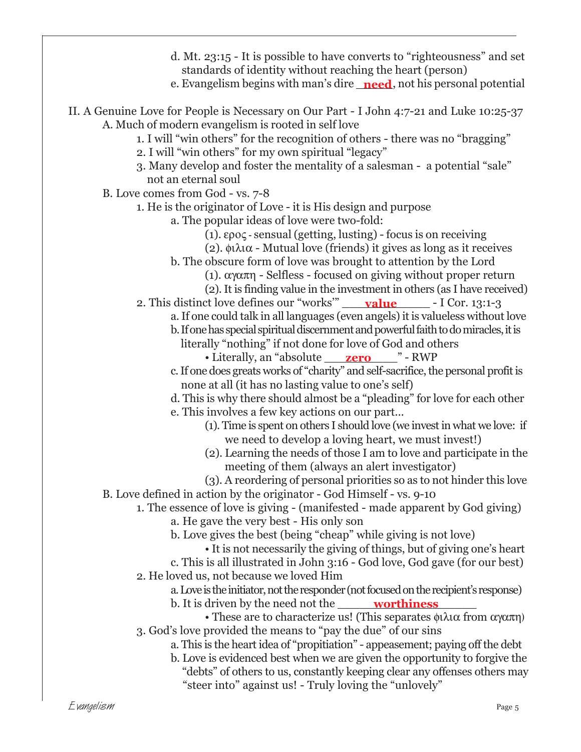d. Mt. 23:15 - It is possible to have converts to "righteousness" and set standards of identity without reaching the heart (person)

e. Evangelism begins with man's dire **need**, not his personal potential

II. A Genuine Love for People is Necessary on Our Part - I John 4:7-21 and Luke 10:25-37

A. Much of modern evangelism is rooted in self love

1. I will "win others" for the recognition of others - there was no "bragging"
2. I will "win others" for my own spiritual "legacy"
3. Many develop and foster the mentality of a salesman - a potential "sale" not an eternal soul

B. Love comes from God - vs. 7-8

1. He is the originator of Love - it is His design and purpose

a. The popular ideas of love were two-fold:

(1). ερος - sensual (getting, lusting) - focus is on receiving

(2). φιλια - Mutual love (friends) it gives as long as it receives

b. The obscure form of love was brought to attention by the Lord

(1). αγαπη - Selfless - focused on giving without proper return

(2). It is finding value in the investment in others (as I have received)

2. This distinct love defines our "works'" **value** - I Cor. 13:1-3

a. If one could talk in all languages (even angels) it is valueless without love

b. If one has special spiritual discernment and powerful faith to do miracles, it is literally "nothing" if not done for love of God and others

• Literally, an "absolute **zero**" - RWP

c. If one does greats works of "charity" and self-sacrifice, the personal profit is none at all (it has no lasting value to one's self)

d. This is why there should almost be a "pleading" for love for each other

e. This involves a few key actions on our part...

(1). Time is spent on others I should love (we invest in what we love: if we need to develop a loving heart, we must invest!)

(2). Learning the needs of those I am to love and participate in the meeting of them (always an alert investigator)

(3). A reordering of personal priorities so as to not hinder this love

B. Love defined in action by the originator - God Himself - vs. 9-10

1. The essence of love is giving - (manifested - made apparent by God giving)

a. He gave the very best - His only son

b. Love gives the best (being "cheap" while giving is not love)

• It is not necessarily the giving of things, but of giving one's heart

c. This is all illustrated in John 3:16 - God love, God gave (for our best)

2. He loved us, not because we loved Him

a. Love is the initiator, not the responder (not focused on the recipient's response)

b. It is driven by the need not the **worthiness**

• These are to characterize us! (This separates φιλια from αγαπη)

3. God's love provided the means to "pay the due" of our sins

a. This is the heart idea of "propitiation" - appeasement; paying off the debt

b. Love is evidenced best when we are given the opportunity to forgive the "debts" of others to us, constantly keeping clear any offenses others may "steer into" against us! - Truly loving the "unlovely"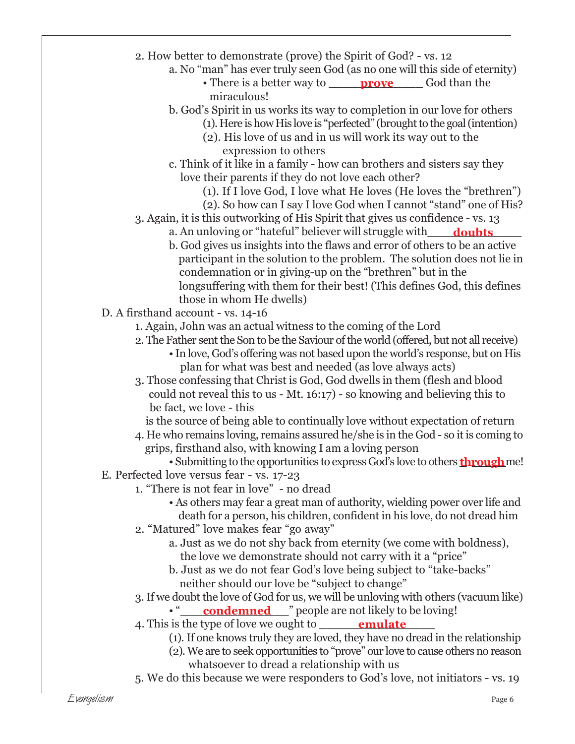2. How better to demonstrate (prove) the Spirit of God? - vs. 12
    a. No "man" has ever truly seen God (as no one will this side of eternity)
        • There is a better way to ____**prove**____ God than the miraculous!
    b. God's Spirit in us works its way to completion in our love for others
        (1). Here is how His love is "perfected" (brought to the goal (intention)
        (2). His love of us and in us will work its way out to the expression to others
    c. Think of it like in a family - how can brothers and sisters say they love their parents if they do not love each other?
        (1). If I love God, I love what He loves (He loves the "brethren")
        (2). So how can I say I love God when I cannot "stand" one of His?
3. Again, it is this outworking of His Spirit that gives us confidence - vs. 13
    a. An unloving or "hateful" believer will struggle with____**doubts**____
    b. God gives us insights into the flaws and error of others to be an active participant in the solution to the problem. The solution does not lie in condemnation or in giving-up on the "brethren" but in the longsuffering with them for their best! (This defines God, this defines those in whom He dwells)

D. A firsthand account - vs. 14-16
1. Again, John was an actual witness to the coming of the Lord
2. The Father sent the Son to be the Saviour of the world (offered, but not all receive)
    • In love, God's offering was not based upon the world's response, but on His plan for what was best and needed (as love always acts)
3. Those confessing that Christ is God, God dwells in them (flesh and blood could not reveal this to us - Mt. 16:17) - so knowing and believing this to be fact, we love - this is the source of being able to continually love without expectation of return
4. He who remains loving, remains assured he/she is in the God - so it is coming to grips, firsthand also, with knowing I am a loving person
    • Submitting to the opportunities to express God's love to others **through** me!

E. Perfected love versus fear - vs. 17-23
1. "There is not fear in love" - no dread
    • As others may fear a great man of authority, wielding power over life and death for a person, his children, confident in his love, do not dread him
2. "Matured" love makes fear "go away"
    a. Just as we do not shy back from eternity (we come with boldness), the love we demonstrate should not carry with it a "price"
    b. Just as we do not fear God's love being subject to "take-backs" neither should our love be "subject to change"
3. If we doubt the love of God for us, we will be unloving with others (vacuum like)
    • "____**condemned**____" people are not likely to be loving!
4. This is the type of love we ought to ______**emulate**______
    (1). If one knows truly they are loved, they have no dread in the relationship
    (2). We are to seek opportunities to "prove" our love to cause others no reason whatsoever to dread a relationship with us
5. We do this because we were responders to God's love, not initiators - vs. 19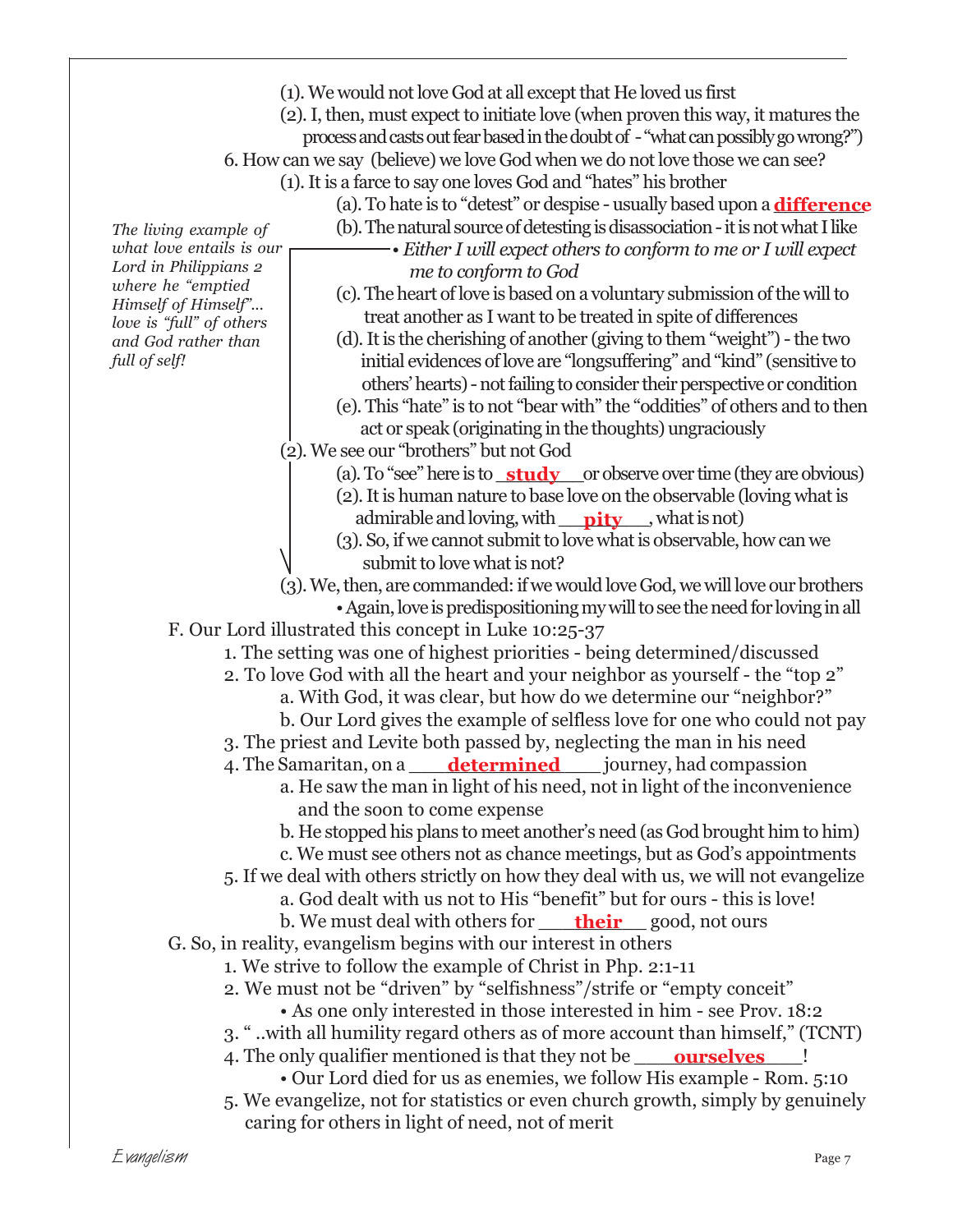(1). We would not love God at all except that He loved us first

(2). I, then, must expect to initiate love (when proven this way, it matures the process and casts out fear based in the doubt of - "what can possibly go wrong?")

6. How can we say (believe) we love God when we do not love those we can see?

(1). It is a farce to say one loves God and "hates" his brother

(a). To hate is to "detest" or despise - usually based upon a **difference**

(b). The natural source of detesting is disassociation - it is not what I like

• *Either I will expect others to conform to me or I will expect me to conform to God*

*The living example of what love entails is our Lord in Philippians 2 where he "emptied Himself of Himself"... love is "full" of others and God rather than full of self!*

(c). The heart of love is based on a voluntary submission of the will to treat another as I want to be treated in spite of differences

(d). It is the cherishing of another (giving to them "weight") - the two initial evidences of love are "longsuffering" and "kind" (sensitive to others' hearts) - not failing to consider their perspective or condition

(e). This "hate" is to not "bear with" the "oddities" of others and to then act or speak (originating in the thoughts) ungraciously

(2). We see our "brothers" but not God

(a). To "see" here is to **study** or observe over time (they are obvious)

(2). It is human nature to base love on the observable (loving what is admirable and loving, with **pity**, what is not)

(3). So, if we cannot submit to love what is observable, how can we submit to love what is not?

(3). We, then, are commanded: if we would love God, we will love our brothers

• Again, love is predispositioning my will to see the need for loving in all

F. Our Lord illustrated this concept in Luke 10:25-37

1. The setting was one of highest priorities - being determined/discussed

2. To love God with all the heart and your neighbor as yourself - the "top 2"

a. With God, it was clear, but how do we determine our "neighbor?"

b. Our Lord gives the example of selfless love for one who could not pay

3. The priest and Levite both passed by, neglecting the man in his need

4. The Samaritan, on a **determined** journey, had compassion

a. He saw the man in light of his need, not in light of the inconvenience and the soon to come expense

b. He stopped his plans to meet another's need (as God brought him to him)

c. We must see others not as chance meetings, but as God's appointments

5. If we deal with others strictly on how they deal with us, we will not evangelize

a. God dealt with us not to His "benefit" but for ours - this is love!

b. We must deal with others for **their** good, not ours

G. So, in reality, evangelism begins with our interest in others

1. We strive to follow the example of Christ in Php. 2:1-11

2. We must not be "driven" by "selfishness"/strife or "empty conceit"

• As one only interested in those interested in him - see Prov. 18:2

3. " ..with all humility regard others as of more account than himself," (TCNT)

4. The only qualifier mentioned is that they not be **ourselves**!

• Our Lord died for us as enemies, we follow His example - Rom. 5:10

5. We evangelize, not for statistics or even church growth, simply by genuinely caring for others in light of need, not of merit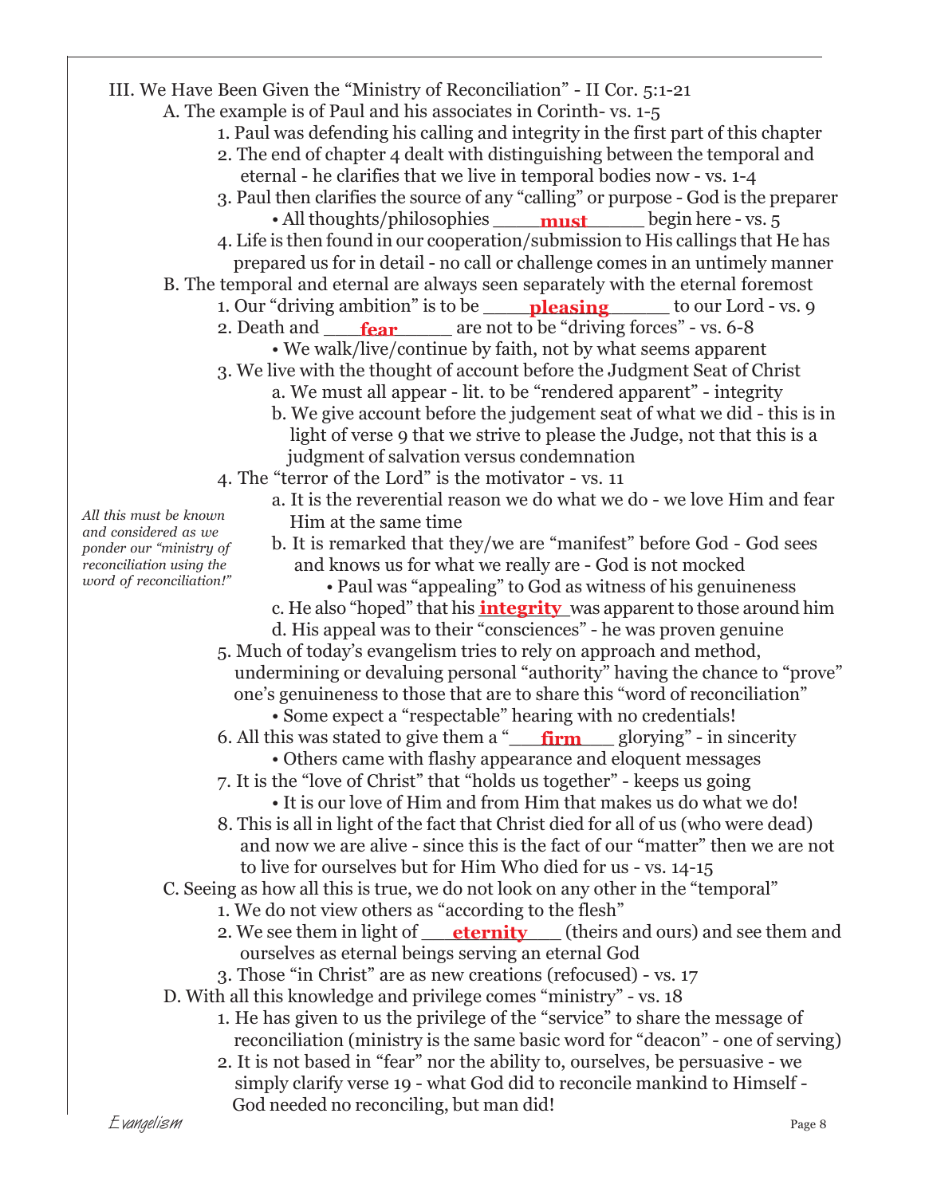III. We Have Been Given the "Ministry of Reconciliation" - II Cor. 5:1-21

A. The example is of Paul and his associates in Corinth- vs. 1-5

1. Paul was defending his calling and integrity in the first part of this chapter
2. The end of chapter 4 dealt with distinguishing between the temporal and eternal - he clarifies that we live in temporal bodies now - vs. 1-4
3. Paul then clarifies the source of any "calling" or purpose - God is the preparer
   - All thoughts/philosophies ____**must**____ begin here - vs. 5
4. Life is then found in our cooperation/submission to His callings that He has prepared us for in detail - no call or challenge comes in an untimely manner

B. The temporal and eternal are always seen separately with the eternal foremost

1. Our "driving ambition" is to be ____**pleasing**____ to our Lord - vs. 9
2. Death and ____**fear**____ are not to be "driving forces" - vs. 6-8
   - We walk/live/continue by faith, not by what seems apparent
3. We live with the thought of account before the Judgment Seat of Christ
   a. We must all appear - lit. to be "rendered apparent" - integrity
   b. We give account before the judgement seat of what we did - this is in light of verse 9 that we strive to please the Judge, not that this is a judgment of salvation versus condemnation
4. The "terror of the Lord" is the motivator - vs. 11
   a. It is the reverential reason we do what we do - we love Him and fear Him at the same time
   b. It is remarked that they/we are "manifest" before God - God sees and knows us for what we really are - God is not mocked
      - Paul was "appealing" to God as witness of his genuineness
   c. He also "hoped" that his **integrity** was apparent to those around him
   d. His appeal was to their "consciences" - he was proven genuine

*All this must be known and considered as we ponder our "ministry of reconciliation using the word of reconciliation!"*

5. Much of today's evangelism tries to rely on approach and method, undermining or devaluing personal "authority" having the chance to "prove" one's genuineness to those that are to share this "word of reconciliation"
   - Some expect a "respectable" hearing with no credentials!
6. All this was stated to give them a "____**firm**____ glorying" - in sincerity
   - Others came with flashy appearance and eloquent messages
7. It is the "love of Christ" that "holds us together" - keeps us going
   - It is our love of Him and from Him that makes us do what we do!
8. This is all in light of the fact that Christ died for all of us (who were dead) and now we are alive - since this is the fact of our "matter" then we are not to live for ourselves but for Him Who died for us - vs. 14-15

C. Seeing as how all this is true, we do not look on any other in the "temporal"

1. We do not view others as "according to the flesh"
2. We see them in light of ____**eternity**____ (theirs and ours) and see them and ourselves as eternal beings serving an eternal God
3. Those "in Christ" are as new creations (refocused) - vs. 17

D. With all this knowledge and privilege comes "ministry" - vs. 18

1. He has given to us the privilege of the "service" to share the message of reconciliation (ministry is the same basic word for "deacon" - one of serving)
2. It is not based in "fear" nor the ability to, ourselves, be persuasive - we simply clarify verse 19 - what God did to reconcile mankind to Himself - God needed no reconciling, but man did!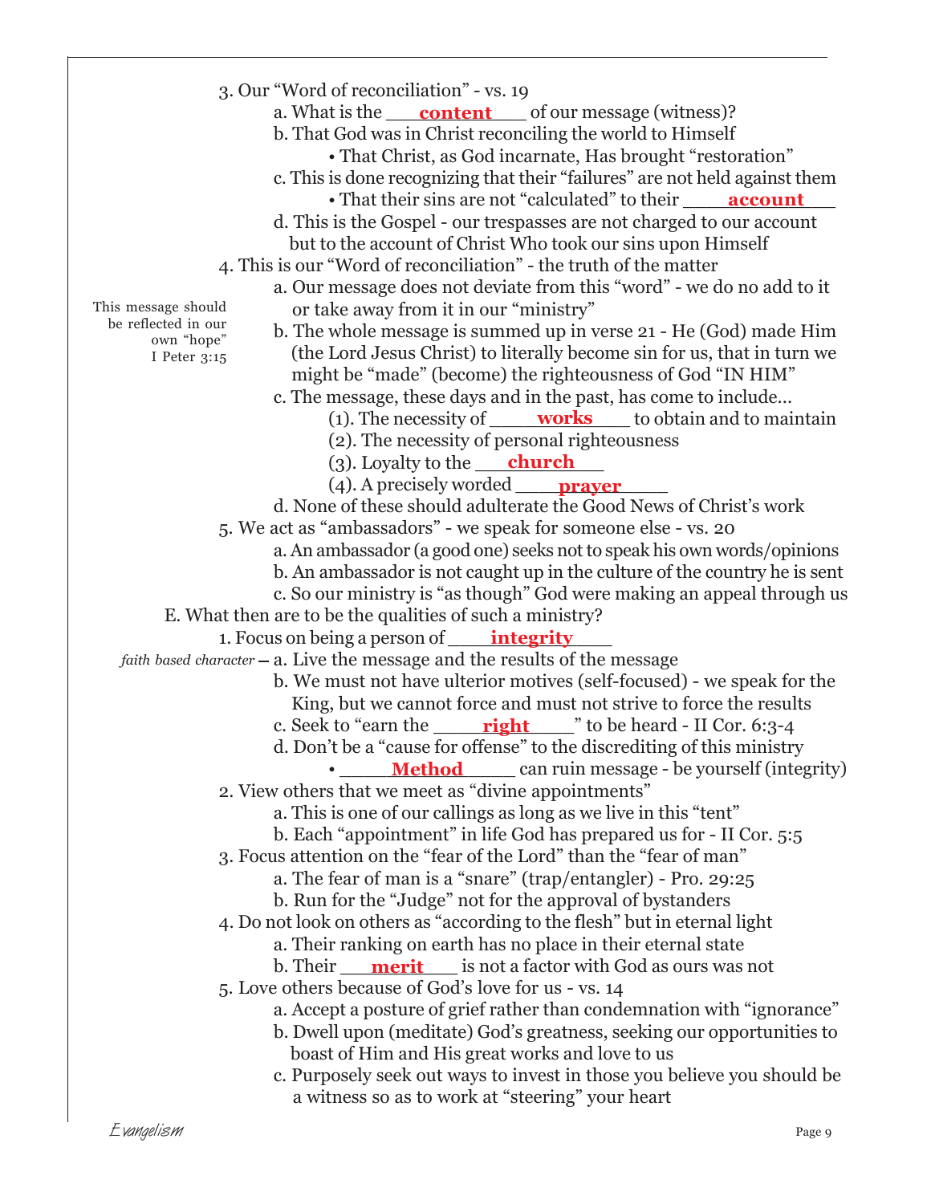3. Our "Word of reconciliation" - vs. 19

   a. What is the **content** of our message (witness)?

   b. That God was in Christ reconciling the world to Himself

   - That Christ, as God incarnate, Has brought "restoration"

   c. This is done recognizing that their "failures" are not held against them

   - That their sins are not "calculated" to their **account**

   d. This is the Gospel - our trespasses are not charged to our account but to the account of Christ Who took our sins upon Himself

4. This is our "Word of reconciliation" - the truth of the matter

   a. Our message does not deviate from this "word" - we do no add to it or take away from it in our "ministry"

   *This message should be reflected in our own "hope" I Peter 3:15*

   b. The whole message is summed up in verse 21 - He (God) made Him (the Lord Jesus Christ) to literally become sin for us, that in turn we might be "made" (become) the righteousness of God "IN HIM"

   c. The message, these days and in the past, has come to include...

   (1). The necessity of **works** to obtain and to maintain

   (2). The necessity of personal righteousness

   (3). Loyalty to the **church**

   (4). A precisely worded **prayer**

   d. None of these should adulterate the Good News of Christ's work

5. We act as "ambassadors" - we speak for someone else - vs. 20

   a. An ambassador (a good one) seeks not to speak his own words/opinions

   b. An ambassador is not caught up in the culture of the country he is sent

   c. So our ministry is "as though" God were making an appeal through us

E. What then are to be the qualities of such a ministry?

1. Focus on being a person of **integrity**

   *faith based character* – a. Live the message and the results of the message

   b. We must not have ulterior motives (self-focused) - we speak for the King, but we cannot force and must not strive to force the results

   c. Seek to "earn the **right**" to be heard - II Cor. 6:3-4

   d. Don't be a "cause for offense" to the discrediting of this ministry

   - **Method** can ruin message - be yourself (integrity)

2. View others that we meet as "divine appointments"

   a. This is one of our callings as long as we live in this "tent"

   b. Each "appointment" in life God has prepared us for - II Cor. 5:5

3. Focus attention on the "fear of the Lord" than the "fear of man"

   a. The fear of man is a "snare" (trap/entangler) - Pro. 29:25

   b. Run for the "Judge" not for the approval of bystanders

4. Do not look on others as "according to the flesh" but in eternal light

   a. Their ranking on earth has no place in their eternal state

   b. Their **merit** is not a factor with God as ours was not

5. Love others because of God's love for us - vs. 14

   a. Accept a posture of grief rather than condemnation with "ignorance"

   b. Dwell upon (meditate) God's greatness, seeking our opportunities to boast of Him and His great works and love to us

   c. Purposely seek out ways to invest in those you believe you should be a witness so as to work at "steering" your heart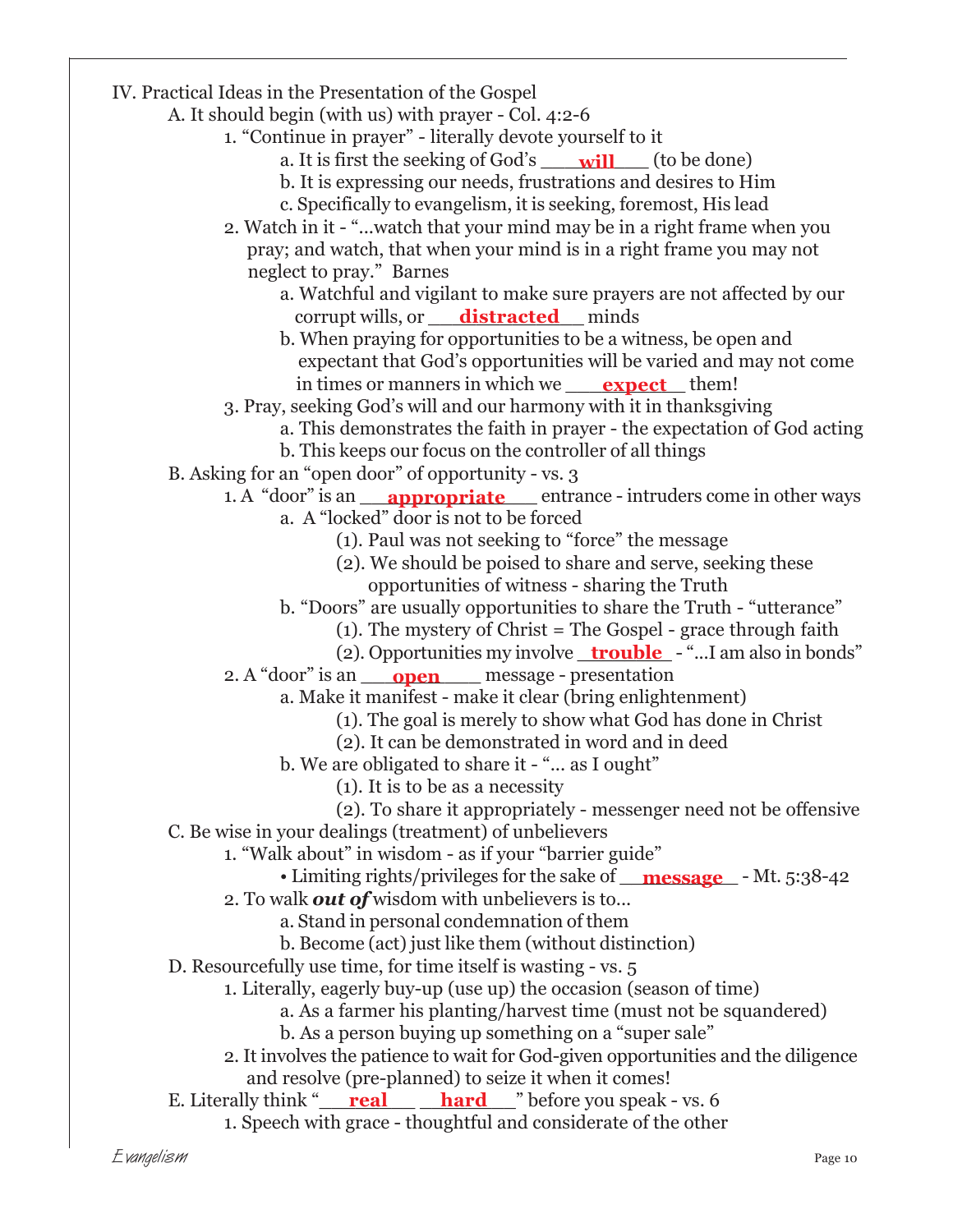IV. Practical Ideas in the Presentation of the Gospel

A. It should begin (with us) with prayer - Col. 4:2-6

1. "Continue in prayer" - literally devote yourself to it
   - a. It is first the seeking of God's ___**will**___ (to be done)
   - b. It is expressing our needs, frustrations and desires to Him
   - c. Specifically to evangelism, it is seeking, foremost, His lead
2. Watch in it - "...watch that your mind may be in a right frame when you pray; and watch, that when your mind is in a right frame you may not neglect to pray." Barnes
   - a. Watchful and vigilant to make sure prayers are not affected by our corrupt wills, or ___**distracted**___ minds
   - b. When praying for opportunities to be a witness, be open and expectant that God's opportunities will be varied and may not come in times or manners in which we ___**expect**___ them!
3. Pray, seeking God's will and our harmony with it in thanksgiving
   - a. This demonstrates the faith in prayer - the expectation of God acting
   - b. This keeps our focus on the controller of all things

B. Asking for an "open door" of opportunity - vs. 3

1. A "door" is an ___**appropriate**___ entrance - intruders come in other ways
   - a. A "locked" door is not to be forced
     - (1). Paul was not seeking to "force" the message
     - (2). We should be poised to share and serve, seeking these opportunities of witness - sharing the Truth
   - b. "Doors" are usually opportunities to share the Truth - "utterance"
     - (1). The mystery of Christ = The Gospel - grace through faith
     - (2). Opportunities my involve ___**trouble**___ - "...I am also in bonds"
2. A "door" is an ___**open**___ message - presentation
   - a. Make it manifest - make it clear (bring enlightenment)
     - (1). The goal is merely to show what God has done in Christ
     - (2). It can be demonstrated in word and in deed
   - b. We are obligated to share it - "... as I ought"
     - (1). It is to be as a necessity
     - (2). To share it appropriately - messenger need not be offensive

C. Be wise in your dealings (treatment) of unbelievers

1. "Walk about" in wisdom - as if your "barrier guide"
   - • Limiting rights/privileges for the sake of ___**message**___ - Mt. 5:38-42
2. To walk ***out of*** wisdom with unbelievers is to...
   - a. Stand in personal condemnation of them
   - b. Become (act) just like them (without distinction)

D. Resourcefully use time, for time itself is wasting - vs. 5

1. Literally, eagerly buy-up (use up) the occasion (season of time)
   - a. As a farmer his planting/harvest time (must not be squandered)
   - b. As a person buying up something on a "super sale"
2. It involves the patience to wait for God-given opportunities and the diligence and resolve (pre-planned) to seize it when it comes!

E. Literally think "___**real**___ ___**hard**___" before you speak - vs. 6

1. Speech with grace - thoughtful and considerate of the other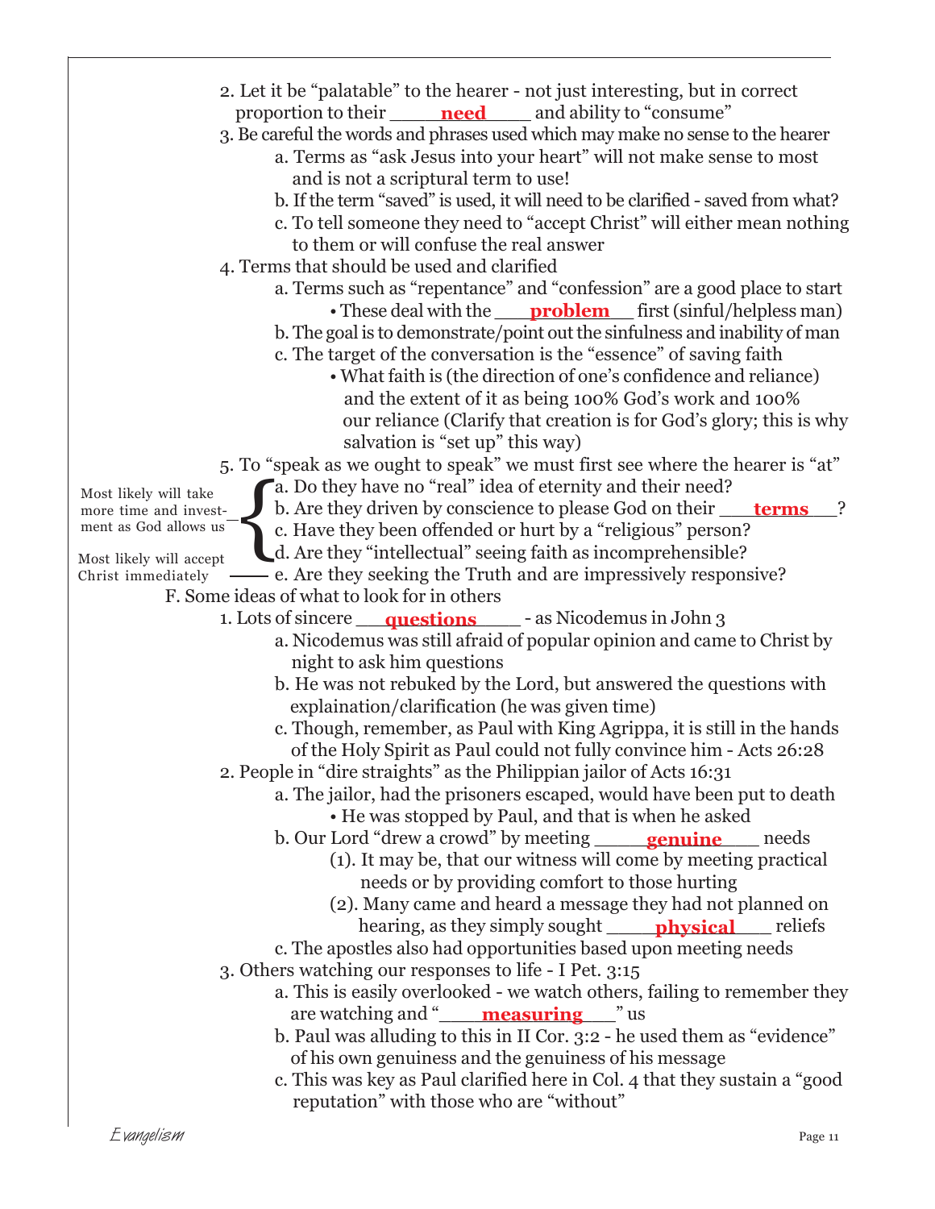2. Let it be "palatable" to the hearer - not just interesting, but in correct proportion to their ____**need**____ and ability to "consume"

3. Be careful the words and phrases used which may make no sense to the hearer
   - a. Terms as "ask Jesus into your heart" will not make sense to most and is not a scriptural term to use!
   - b. If the term "saved" is used, it will need to be clarified - saved from what?
   - c. To tell someone they need to "accept Christ" will either mean nothing to them or will confuse the real answer

4. Terms that should be used and clarified
   - a. Terms such as "repentance" and "confession" are a good place to start
     - These deal with the ___**problem**___ first (sinful/helpless man)
   - b. The goal is to demonstrate/point out the sinfulness and inability of man
   - c. The target of the conversation is the "essence" of saving faith
     - What faith is (the direction of one's confidence and reliance) and the extent of it as being 100% God's work and 100% our reliance (Clarify that creation is for God's glory; this is why salvation is "set up" this way)

5. To "speak as we ought to speak" we must first see where the hearer is "at"
   - a. Do they have no "real" idea of eternity and their need?
   - b. Are they driven by conscience to please God on their ___**terms**___?
   - c. Have they been offended or hurt by a "religious" person?
   - d. Are they "intellectual" seeing faith as incomprehensible?
   - e. Are they seeking the Truth and are impressively responsive?

   (Items a–d: Most likely will take more time and investment as God allows us)
   (Item e: Most likely will accept Christ immediately)

F. Some ideas of what to look for in others

1. Lots of sincere ___**questions**___ - as Nicodemus in John 3
   - a. Nicodemus was still afraid of popular opinion and came to Christ by night to ask him questions
   - b. He was not rebuked by the Lord, but answered the questions with explaination/clarification (he was given time)
   - c. Though, remember, as Paul with King Agrippa, it is still in the hands of the Holy Spirit as Paul could not fully convince him - Acts 26:28

2. People in "dire straights" as the Philippian jailor of Acts 16:31
   - a. The jailor, had the prisoners escaped, would have been put to death
     - He was stopped by Paul, and that is when he asked
   - b. Our Lord "drew a crowd" by meeting ____**genuine**____ needs
     - (1). It may be, that our witness will come by meeting practical needs or by providing comfort to those hurting
     - (2). Many came and heard a message they had not planned on hearing, as they simply sought ____**physical**____ reliefs
   - c. The apostles also had opportunities based upon meeting needs

3. Others watching our responses to life - I Pet. 3:15
   - a. This is easily overlooked - we watch others, failing to remember they are watching and "____**measuring**____" us
   - b. Paul was alluding to this in II Cor. 3:2 - he used them as "evidence" of his own genuiness and the genuiness of his message
   - c. This was key as Paul clarified here in Col. 4 that they sustain a "good reputation" with those who are "without"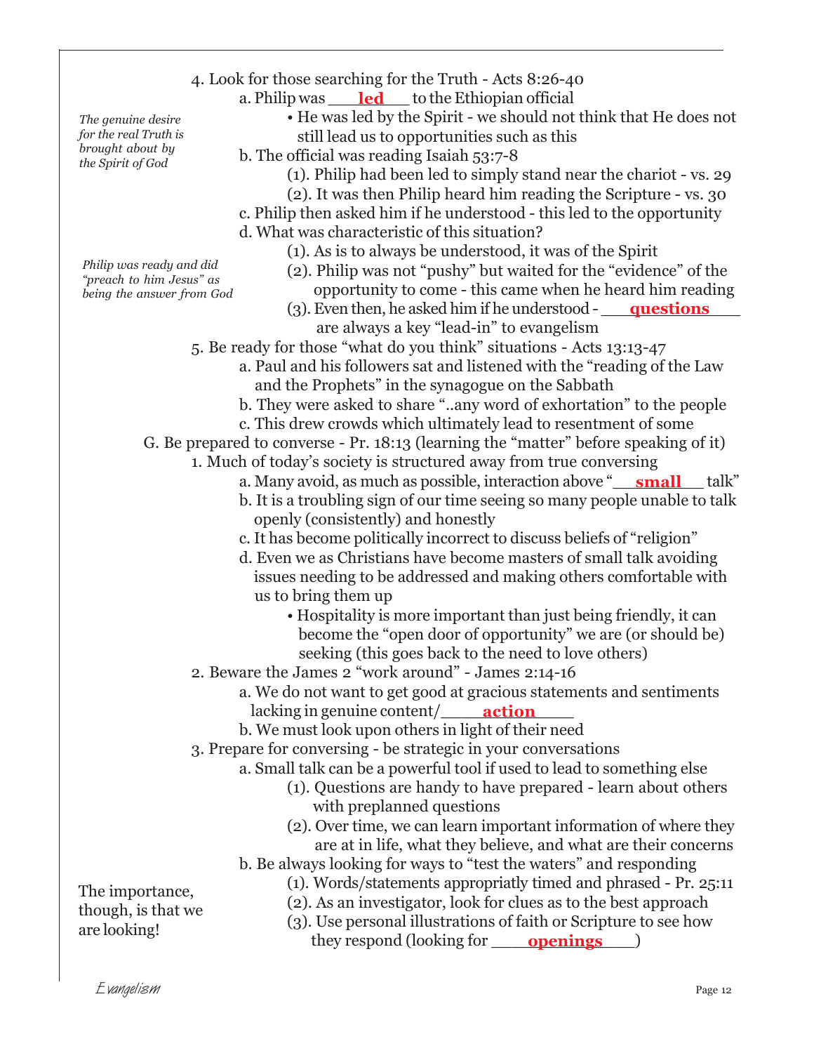4. Look for those searching for the Truth - Acts 8:26-40

   a. Philip was ___**led**___ to the Ethiopian official

      • He was led by the Spirit - we should not think that He does not still lead us to opportunities such as this

*The genuine desire for the real Truth is brought about by the Spirit of God*

   b. The official was reading Isaiah 53:7-8

      (1). Philip had been led to simply stand near the chariot - vs. 29

      (2). It was then Philip heard him reading the Scripture - vs. 30

   c. Philip then asked him if he understood - this led to the opportunity

   d. What was characteristic of this situation?

      (1). As is to always be understood, it was of the Spirit

      (2). Philip was not "pushy" but waited for the "evidence" of the opportunity to come - this came when he heard him reading

      (3). Even then, he asked him if he understood - ___**questions**___ are always a key "lead-in" to evangelism

*Philip was ready and did "preach to him Jesus" as being the answer from God*

5. Be ready for those "what do you think" situations - Acts 13:13-47

   a. Paul and his followers sat and listened with the "reading of the Law and the Prophets" in the synagogue on the Sabbath

   b. They were asked to share "..any word of exhortation" to the people

   c. This drew crowds which ultimately lead to resentment of some

G. Be prepared to converse - Pr. 18:13 (learning the "matter" before speaking of it)

1. Much of today's society is structured away from true conversing

   a. Many avoid, as much as possible, interaction above "___**small**___ talk"

   b. It is a troubling sign of our time seeing so many people unable to talk openly (consistently) and honestly

   c. It has become politically incorrect to discuss beliefs of "religion"

   d. Even we as Christians have become masters of small talk avoiding issues needing to be addressed and making others comfortable with us to bring them up

      • Hospitality is more important than just being friendly, it can become the "open door of opportunity" we are (or should be) seeking (this goes back to the need to love others)

2. Beware the James 2 "work around" - James 2:14-16

   a. We do not want to get good at gracious statements and sentiments lacking in genuine content/___**action**___

   b. We must look upon others in light of their need

3. Prepare for conversing - be strategic in your conversations

   a. Small talk can be a powerful tool if used to lead to something else

      (1). Questions are handy to have prepared - learn about others with preplanned questions

      (2). Over time, we can learn important information of where they are at in life, what they believe, and what are their concerns

   b. Be always looking for ways to "test the waters" and responding

      (1). Words/statements appropriatly timed and phrased - Pr. 25:11

      (2). As an investigator, look for clues as to the best approach

      (3). Use personal illustrations of faith or Scripture to see how they respond (looking for ___**openings**___)

The importance, though, is that we are looking!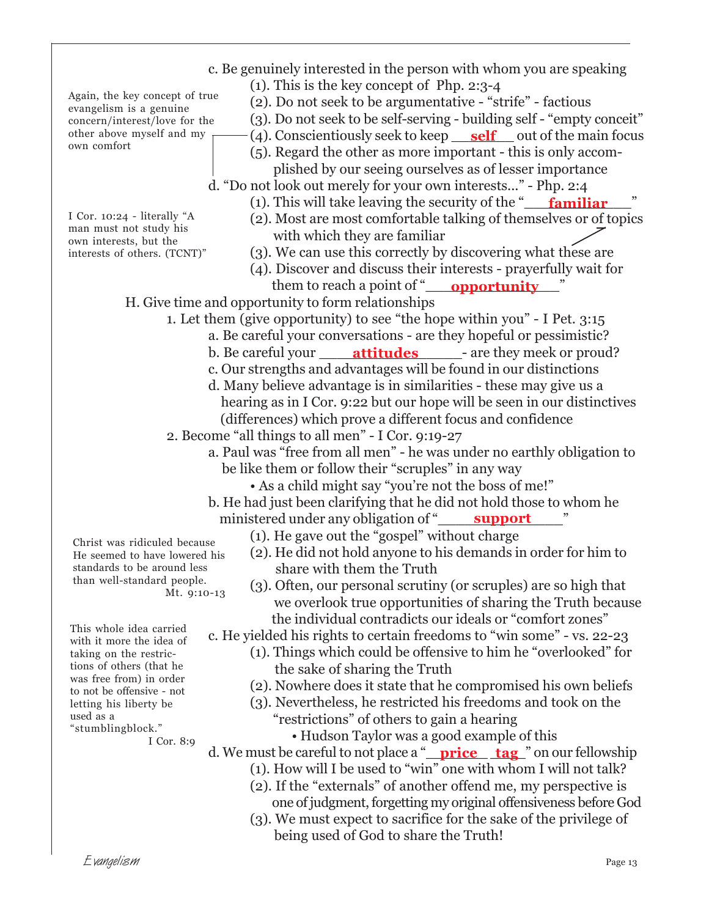c. Be genuinely interested in the person with whom you are speaking

  (1). This is the key concept of Php. 2:3-4

  (2). Do not seek to be argumentative - "strife" - factious

  (3). Do not seek to be self-serving - building self - "empty conceit"

  (4). Conscientiously seek to keep **self** out of the main focus

  (5). Regard the other as more important - this is only accomplished by our seeing ourselves as of lesser importance

> Again, the key concept of true evangelism is a genuine concern/interest/love for the other above myself and my own comfort

d. "Do not look out merely for your own interests..." - Php. 2:4

  (1). This will take leaving the security of the "**familiar**"

  (2). Most are most comfortable talking of themselves or of topics with which they are familiar

  (3). We can use this correctly by discovering what these are

  (4). Discover and discuss their interests - prayerfully wait for them to reach a point of "**opportunity**"

> I Cor. 10:24 - literally "A man must not study his own interests, but the interests of others. (TCNT)"

H. Give time and opportunity to form relationships

1. Let them (give opportunity) to see "the hope within you" - I Pet. 3:15

   a. Be careful your conversations - are they hopeful or pessimistic?

   b. Be careful your **attitudes** - are they meek or proud?

   c. Our strengths and advantages will be found in our distinctions

   d. Many believe advantage is in similarities - these may give us a hearing as in I Cor. 9:22 but our hope will be seen in our distinctives (differences) which prove a different focus and confidence

2. Become "all things to all men" - I Cor. 9:19-27

   a. Paul was "free from all men" - he was under no earthly obligation to be like them or follow their "scruples" in any way

      • As a child might say "you're not the boss of me!"

   b. He had just been clarifying that he did not hold those to whom he ministered under any obligation of "**support**"

      (1). He gave out the "gospel" without charge

      (2). He did not hold anyone to his demands in order for him to share with them the Truth

      (3). Often, our personal scrutiny (or scruples) are so high that we overlook true opportunities of sharing the Truth because the individual contradicts our ideals or "comfort zones"

> Christ was ridiculed because He seemed to have lowered his standards to be around less than well-standard people. Mt. 9:10-13

   c. He yielded his rights to certain freedoms to "win some" - vs. 22-23

      (1). Things which could be offensive to him he "overlooked" for the sake of sharing the Truth

      (2). Nowhere does it state that he compromised his own beliefs

      (3). Nevertheless, he restricted his freedoms and took on the "restrictions" of others to gain a hearing

         • Hudson Taylor was a good example of this

> This whole idea carried with it more the idea of taking on the restrictions of others (that he was free from) in order to not be offensive - not letting his liberty be used as a "stumblingblock." I Cor. 8:9

   d. We must be careful to not place a "**price tag**" on our fellowship

      (1). How will I be used to "win" one with whom I will not talk?

      (2). If the "externals" of another offend me, my perspective is one of judgment, forgetting my original offensiveness before God

      (3). We must expect to sacrifice for the sake of the privilege of being used of God to share the Truth!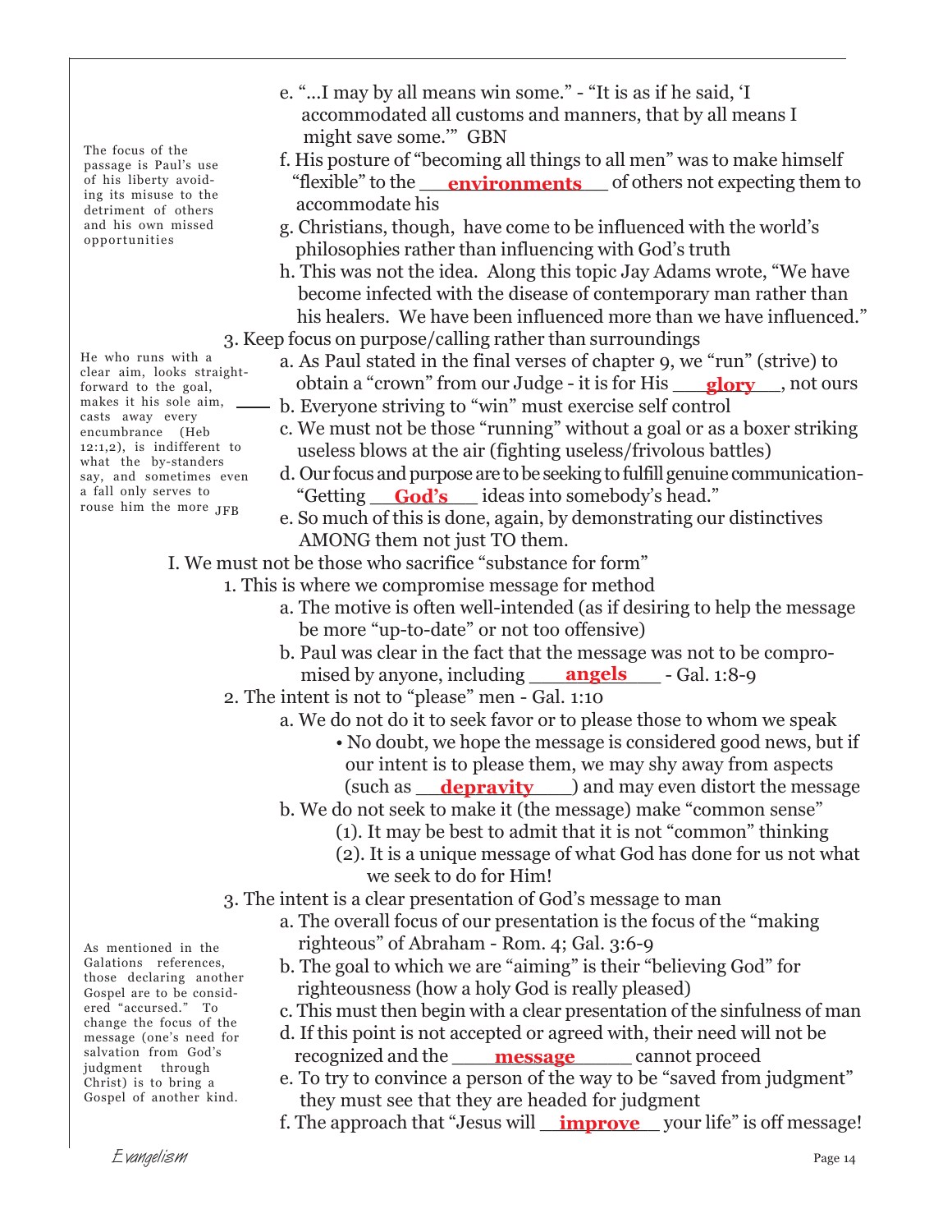The focus of the passage is Paul's use of his liberty avoiding its misuse to the detriment of others and his own missed opportunities

e. "...I may by all means win some." - "It is as if he said, 'I accommodated all customs and manners, that by all means I might save some.'" GBN

f. His posture of "becoming all things to all men" was to make himself "flexible" to the **environments** of others not expecting them to accommodate his

g. Christians, though, have come to be influenced with the world's philosophies rather than influencing with God's truth

h. This was not the idea. Along this topic Jay Adams wrote, "We have become infected with the disease of contemporary man rather than his healers. We have been influenced more than we have influenced."

3. Keep focus on purpose/calling rather than surroundings

He who runs with a clear aim, looks straightforward to the goal, makes it his sole aim, casts away every encumbrance (Heb 12:1,2), is indifferent to what the by-standers say, and sometimes even a fall only serves to rouse him the more JFB

a. As Paul stated in the final verses of chapter 9, we "run" (strive) to obtain a "crown" from our Judge - it is for His **glory**, not ours

b. Everyone striving to "win" must exercise self control

c. We must not be those "running" without a goal or as a boxer striking useless blows at the air (fighting useless/frivolous battles)

d. Our focus and purpose are to be seeking to fulfill genuine communication- "Getting **God's** ideas into somebody's head."

e. So much of this is done, again, by demonstrating our distinctives AMONG them not just TO them.

I. We must not be those who sacrifice "substance for form"

1. This is where we compromise message for method

a. The motive is often well-intended (as if desiring to help the message be more "up-to-date" or not too offensive)

b. Paul was clear in the fact that the message was not to be compromised by anyone, including **angels** - Gal. 1:8-9

2. The intent is not to "please" men - Gal. 1:10

a. We do not do it to seek favor or to please those to whom we speak

- No doubt, we hope the message is considered good news, but if our intent is to please them, we may shy away from aspects (such as **depravity**) and may even distort the message

b. We do not seek to make it (the message) make "common sense"

(1). It may be best to admit that it is not "common" thinking

(2). It is a unique message of what God has done for us not what we seek to do for Him!

3. The intent is a clear presentation of God's message to man

As mentioned in the Galatians references, those declaring another Gospel are to be considered "accursed." To change the focus of the message (one's need for salvation from God's judgment through Christ) is to bring a Gospel of another kind.

a. The overall focus of our presentation is the focus of the "making righteous" of Abraham - Rom. 4; Gal. 3:6-9

b. The goal to which we are "aiming" is their "believing God" for righteousness (how a holy God is really pleased)

c. This must then begin with a clear presentation of the sinfulness of man

d. If this point is not accepted or agreed with, their need will not be recognized and the **message** cannot proceed

e. To try to convince a person of the way to be "saved from judgment" they must see that they are headed for judgment

f. The approach that "Jesus will **improve** your life" is off message!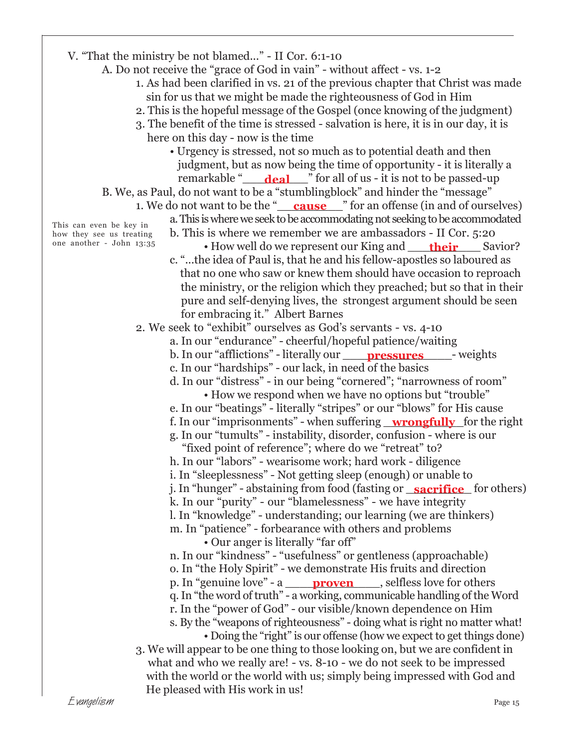V. "That the ministry be not blamed..." - II Cor. 6:1-10

A. Do not receive the "grace of God in vain" - without affect - vs. 1-2

1. As had been clarified in vs. 21 of the previous chapter that Christ was made sin for us that we might be made the righteousness of God in Him
2. This is the hopeful message of the Gospel (once knowing of the judgment)
3. The benefit of the time is stressed - salvation is here, it is in our day, it is here on this day - now is the time
   - Urgency is stressed, not so much as to potential death and then judgment, but as now being the time of opportunity - it is literally a remarkable "**deal**" for all of us - it is not to be passed-up

B. We, as Paul, do not want to be a "stumblingblock" and hinder the "message"

1. We do not want to be the "**cause**" for an offense (in and of ourselves)
   
   This can even be key in how they see us treating one another - John 13:35
   
   a. This is where we seek to be accommodating not seeking to be accommodated
   
   b. This is where we remember we are ambassadors - II Cor. 5:20
      - How well do we represent our King and **their** Savior?
   
   c. "...the idea of Paul is, that he and his fellow-apostles so laboured as that no one who saw or knew them should have occasion to reproach the ministry, or the religion which they preached; but so that in their pure and self-denying lives, the strongest argument should be seen for embracing it." Albert Barnes

2. We seek to "exhibit" ourselves as God's servants - vs. 4-10
   
   a. In our "endurance" - cheerful/hopeful patience/waiting
   
   b. In our "afflictions" - literally our **pressures** - weights
   
   c. In our "hardships" - our lack, in need of the basics
   
   d. In our "distress" - in our being "cornered"; "narrowness of room"
      - How we respond when we have no options but "trouble"
   
   e. In our "beatings" - literally "stripes" or our "blows" for His cause
   
   f. In our "imprisonments" - when suffering **wrongfully** for the right
   
   g. In our "tumults" - instability, disorder, confusion - where is our "fixed point of reference"; where do we "retreat" to?
   
   h. In our "labors" - wearisome work; hard work - diligence
   
   i. In "sleeplessness" - Not getting sleep (enough) or unable to
   
   j. In "hunger" - abstaining from food (fasting or **sacrifice** for others)
   
   k. In our "purity" - our "blamelessness" - we have integrity
   
   l. In "knowledge" - understanding; our learning (we are thinkers)
   
   m. In "patience" - forbearance with others and problems
      - Our anger is literally "far off"
   
   n. In our "kindness" - "usefulness" or gentleness (approachable)
   
   o. In "the Holy Spirit" - we demonstrate His fruits and direction
   
   p. In "genuine love" - a **proven**, selfless love for others
   
   q. In "the word of truth" - a working, communicable handling of the Word
   
   r. In the "power of God" - our visible/known dependence on Him
   
   s. By the "weapons of righteousness" - doing what is right no matter what!
      - Doing the "right" is our offense (how we expect to get things done)

3. We will appear to be one thing to those looking on, but we are confident in what and who we really are! - vs. 8-10 - we do not seek to be impressed with the world or the world with us; simply being impressed with God and He pleased with His work in us!